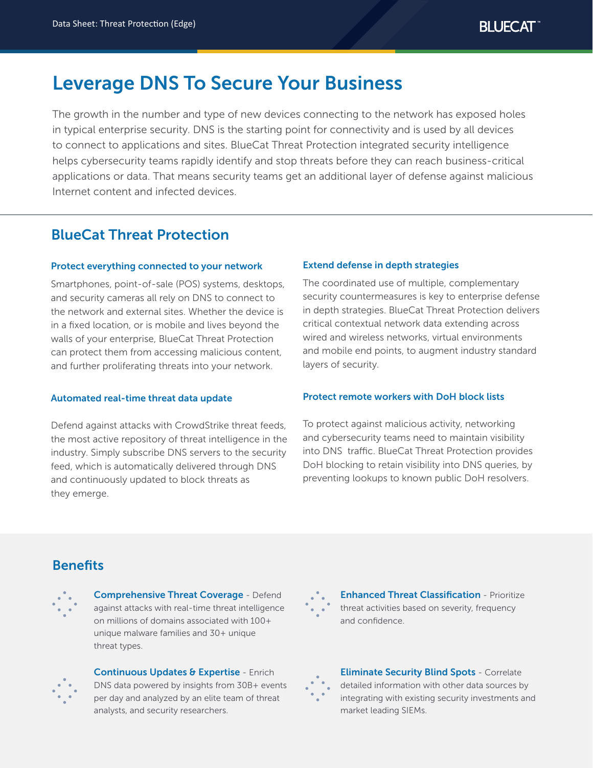# Leverage DNS To Secure Your Business

The growth in the number and type of new devices connecting to the network has exposed holes in typical enterprise security. DNS is the starting point for connectivity and is used by all devices to connect to applications and sites. BlueCat Threat Protection integrated security intelligence helps cybersecurity teams rapidly identify and stop threats before they can reach business-critical applications or data. That means security teams get an additional layer of defense against malicious Internet content and infected devices.

## BlueCat Threat Protection

### Protect everything connected to your network

Smartphones, point-of-sale (POS) systems, desktops, and security cameras all rely on DNS to connect to the network and external sites. Whether the device is in a fixed location, or is mobile and lives beyond the walls of your enterprise, BlueCat Threat Protection can protect them from accessing malicious content, and further proliferating threats into your network.

### Automated real-time threat data update

Defend against attacks with CrowdStrike threat feeds, the most active repository of threat intelligence in the industry. Simply subscribe DNS servers to the security feed, which is automatically delivered through DNS and continuously updated to block threats as they emerge.

### Extend defense in depth strategies

The coordinated use of multiple, complementary security countermeasures is key to enterprise defense in depth strategies. BlueCat Threat Protection delivers critical contextual network data extending across wired and wireless networks, virtual environments and mobile end points, to augment industry standard layers of security.

### Protect remote workers with DoH block lists

To protect against malicious activity, networking and cybersecurity teams need to maintain visibility into DNS traffic. BlueCat Threat Protection provides DoH blocking to retain visibility into DNS queries, by preventing lookups to known public DoH resolvers.

## Benefits

**Comprehensive Threat Coverage** - Defend against attacks with real-time threat intelligence on millions of domains associated with 100+ unique malware families and 30+ unique threat types.

**Continuous Updates & Expertise** - Enrich DNS data powered by insights from 30B+ events per day and analyzed by an elite team of threat analysts, and security researchers.

**Enhanced Threat Classification** - Prioritize threat activities based on severity, frequency and confidence.

**Eliminate Security Blind Spots** - Correlate detailed information with other data sources by integrating with existing security investments and market leading SIEMs.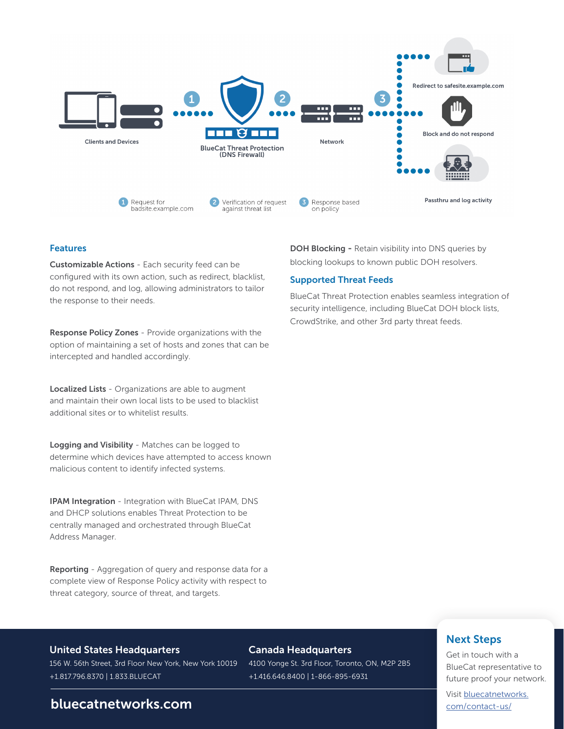Clients and Devices

1

BlueCat Threat Protection (DNS Firewall)

2

Network

3

Redirect to safesite.example.com

Block and do not respond

Passthru and log activity

1 Request for badsite.example.com

2 Verification of request against threat list

3 Response based on policy

## Features

**Customizable Actions** - Each security feed can be configured with its own action, such as redirect, blacklist, do not respond, and log, allowing administrators to tailor the response to their needs.

**Response Policy Zones** - Provide organizations with the option of maintaining a set of hosts and zones that can be intercepted and handled accordingly.

**Localized Lists** - Organizations are able to augment and maintain their own local lists to be used to blacklist additional sites or to whitelist results.

**Logging and Visibility** - Matches can be logged to determine which devices have attempted to access known malicious content to identify infected systems.

**IPAM Integration** - Integration with BlueCat IPAM, DNS and DHCP solutions enables Threat Protection to be centrally managed and orchestrated through BlueCat Address Manager.

**Reporting** - Aggregation of query and response data for a complete view of Response Policy activity with respect to threat category, source of threat, and targets.

**DOH Blocking -** Retain visibility into DNS queries by blocking lookups to known public DOH resolvers.

## Supported Threat Feeds

BlueCat Threat Protection enables seamless integration of security intelligence, including BlueCat DOH block lists, CrowdStrike, and other 3rd party threat feeds.

### United States Headquarters

156 W. 56th Street, 3rd Floor New York, New York 10019
+1.817.796.8370 | 1.833.BLUECAT

### Canada Headquarters

4100 Yonge St. 3rd Floor, Toronto, ON, M2P 2B5
+1.416.646.8400 | 1-866-895-6931

**bluecatnetworks.com**

## Next Steps

Get in touch with a BlueCat representative to future proof your network.

Visit bluecatnetworks.com/contact-us/